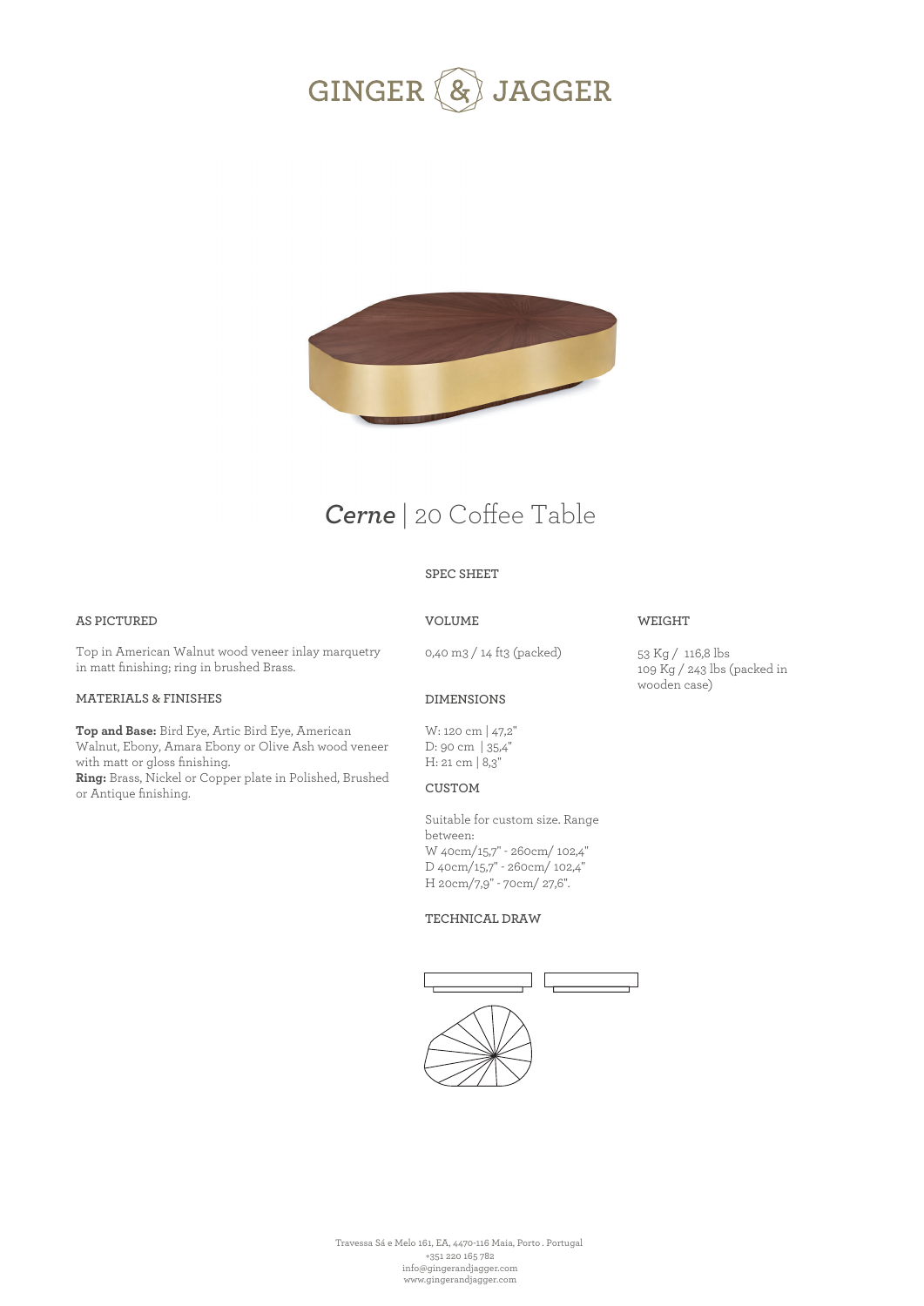# GINGER & JAGGER

## *Cerne* | 20 Coffee Table

SPEC SHEET

### AS PICTURED

Top in American Walnut wood veneer inlay marquetry in matt finishing; ring in brushed Brass.

### MATERIALS & FINISHES

**Top and Base:** Bird Eye, Artic Bird Eye, American Walnut, Ebony, Amara Ebony or Olive Ash wood veneer with matt or gloss finishing.
**Ring:** Brass, Nickel or Copper plate in Polished, Brushed or Antique finishing.

### VOLUME

0,40 m3 / 14 ft3 (packed)

### DIMENSIONS

W: 120 cm | 47,2"
D: 90 cm | 35,4"
H: 21 cm | 8,3"

### CUSTOM

Suitable for custom size. Range between:
W 40cm/15,7" - 260cm/ 102,4"
D 40cm/15,7" - 260cm/ 102,4"
H 20cm/7,9" - 70cm/ 27,6".

### TECHNICAL DRAW

### WEIGHT

53 Kg / 116,8 lbs
109 Kg / 243 lbs (packed in wooden case)

Travessa Sá e Melo 161, EA, 4470-116 Maia, Porto . Portugal
+351 220 165 782
info@gingerandjagger.com
www.gingerandjagger.com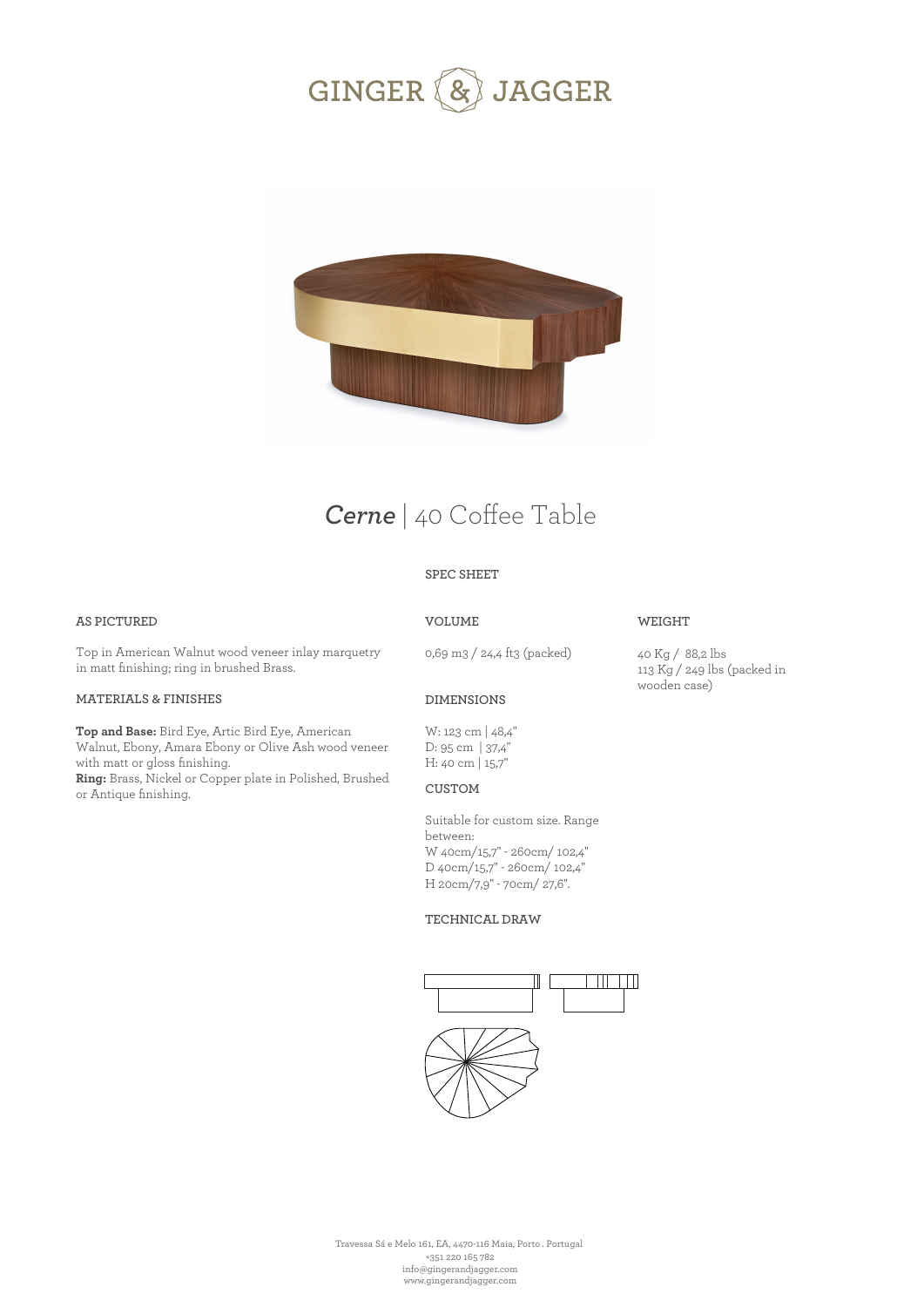# GINGER & JAGGER

## *Cerne* | 40 Coffee Table

SPEC SHEET

### AS PICTURED

Top in American Walnut wood veneer inlay marquetry in matt finishing; ring in brushed Brass.

### MATERIALS & FINISHES

**Top and Base:** Bird Eye, Artic Bird Eye, American Walnut, Ebony, Amara Ebony or Olive Ash wood veneer with matt or gloss finishing.
**Ring:** Brass, Nickel or Copper plate in Polished, Brushed or Antique finishing.

### VOLUME

0,69 m3 / 24,4 ft3 (packed)

### DIMENSIONS

W: 123 cm | 48,4"
D: 95 cm | 37,4"
H: 40 cm | 15,7"

### CUSTOM

Suitable for custom size. Range between:
W 40cm/15,7" - 260cm/ 102,4"
D 40cm/15,7" - 260cm/ 102,4"
H 20cm/7,9" - 70cm/ 27,6".

### TECHNICAL DRAW

### WEIGHT

40 Kg / 88,2 lbs
113 Kg / 249 lbs (packed in wooden case)

Travessa Sá e Melo 161, EA, 4470-116 Maia, Porto . Portugal
+351 220 165 782
info@gingerandjagger.com
www.gingerandjagger.com